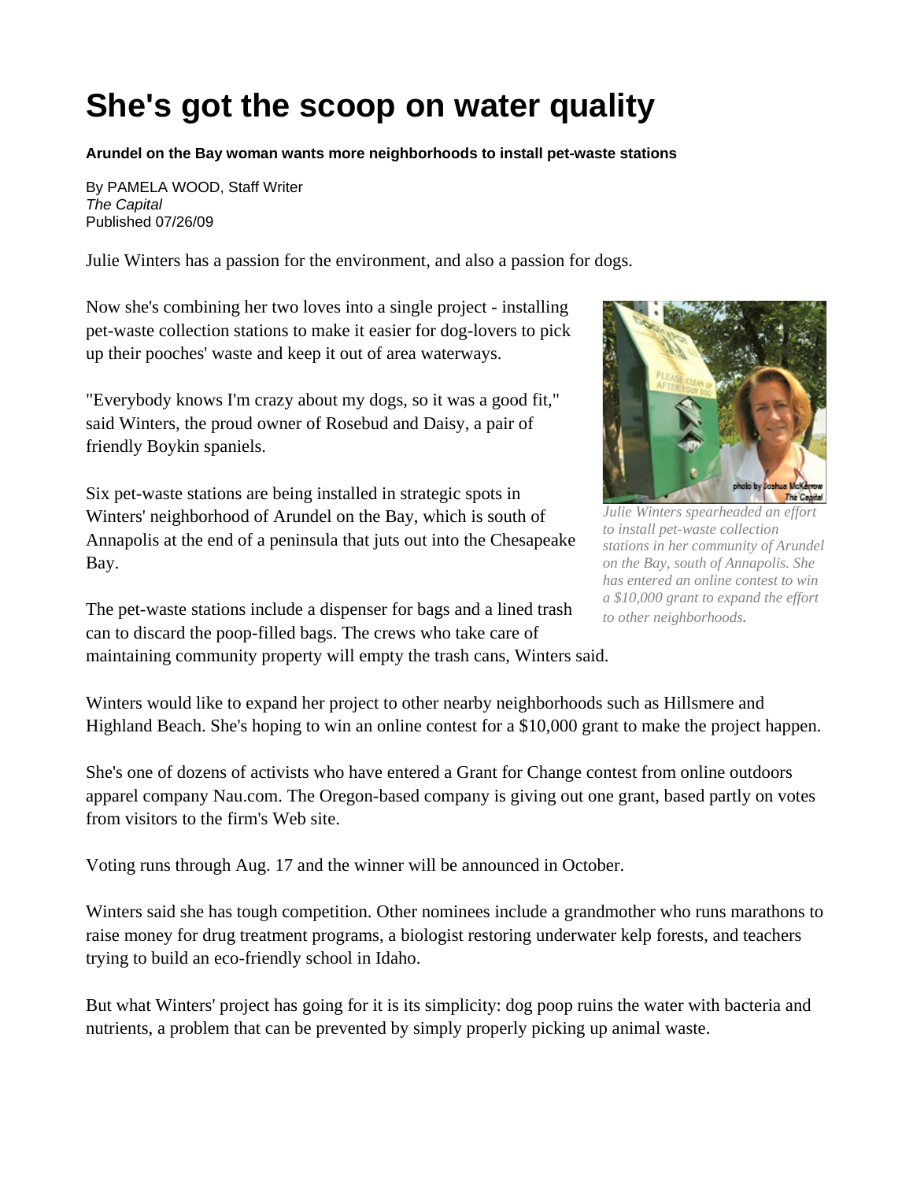# She's got the scoop on water quality

**Arundel on the Bay woman wants more neighborhoods to install pet-waste stations**

By PAMELA WOOD, Staff Writer
*The Capital*
Published 07/26/09

Julie Winters has a passion for the environment, and also a passion for dogs.

Now she's combining her two loves into a single project - installing pet-waste collection stations to make it easier for dog-lovers to pick up their pooches' waste and keep it out of area waterways.

"Everybody knows I'm crazy about my dogs, so it was a good fit," said Winters, the proud owner of Rosebud and Daisy, a pair of friendly Boykin spaniels.

*Julie Winters spearheaded an effort to install pet-waste collection stations in her community of Arundel on the Bay, south of Annapolis. She has entered an online contest to win a $10,000 grant to expand the effort to other neighborhoods.*

Six pet-waste stations are being installed in strategic spots in Winters' neighborhood of Arundel on the Bay, which is south of Annapolis at the end of a peninsula that juts out into the Chesapeake Bay.

The pet-waste stations include a dispenser for bags and a lined trash can to discard the poop-filled bags. The crews who take care of maintaining community property will empty the trash cans, Winters said.

Winters would like to expand her project to other nearby neighborhoods such as Hillsmere and Highland Beach. She's hoping to win an online contest for a $10,000 grant to make the project happen.

She's one of dozens of activists who have entered a Grant for Change contest from online outdoors apparel company Nau.com. The Oregon-based company is giving out one grant, based partly on votes from visitors to the firm's Web site.

Voting runs through Aug. 17 and the winner will be announced in October.

Winters said she has tough competition. Other nominees include a grandmother who runs marathons to raise money for drug treatment programs, a biologist restoring underwater kelp forests, and teachers trying to build an eco-friendly school in Idaho.

But what Winters' project has going for it is its simplicity: dog poop ruins the water with bacteria and nutrients, a problem that can be prevented by simply properly picking up animal waste.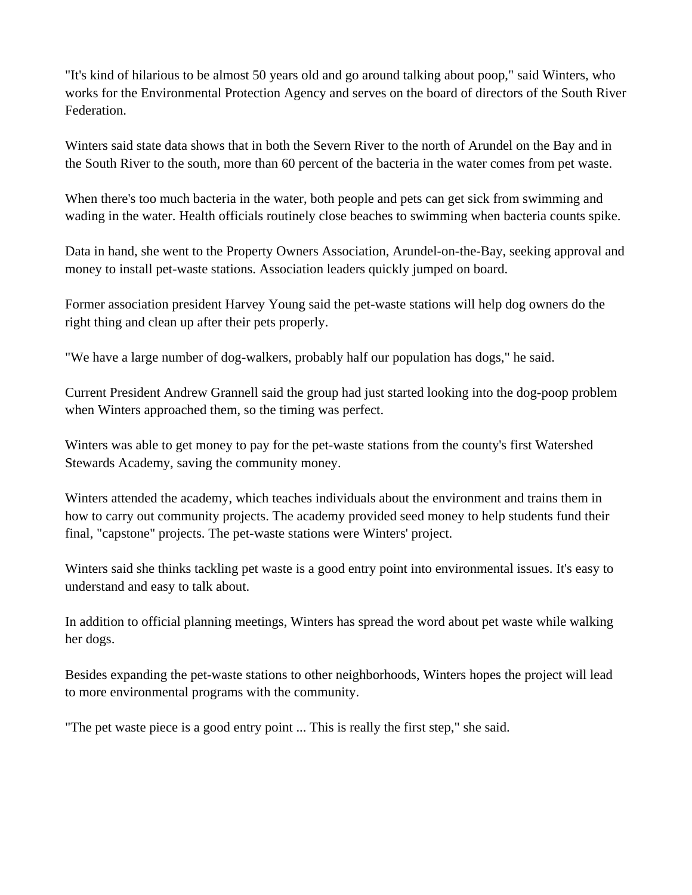"It's kind of hilarious to be almost 50 years old and go around talking about poop," said Winters, who works for the Environmental Protection Agency and serves on the board of directors of the South River Federation.

Winters said state data shows that in both the Severn River to the north of Arundel on the Bay and in the South River to the south, more than 60 percent of the bacteria in the water comes from pet waste.

When there's too much bacteria in the water, both people and pets can get sick from swimming and wading in the water. Health officials routinely close beaches to swimming when bacteria counts spike.

Data in hand, she went to the Property Owners Association, Arundel-on-the-Bay, seeking approval and money to install pet-waste stations. Association leaders quickly jumped on board.

Former association president Harvey Young said the pet-waste stations will help dog owners do the right thing and clean up after their pets properly.

"We have a large number of dog-walkers, probably half our population has dogs," he said.

Current President Andrew Grannell said the group had just started looking into the dog-poop problem when Winters approached them, so the timing was perfect.

Winters was able to get money to pay for the pet-waste stations from the county's first Watershed Stewards Academy, saving the community money.

Winters attended the academy, which teaches individuals about the environment and trains them in how to carry out community projects. The academy provided seed money to help students fund their final, "capstone" projects. The pet-waste stations were Winters' project.

Winters said she thinks tackling pet waste is a good entry point into environmental issues. It's easy to understand and easy to talk about.

In addition to official planning meetings, Winters has spread the word about pet waste while walking her dogs.

Besides expanding the pet-waste stations to other neighborhoods, Winters hopes the project will lead to more environmental programs with the community.

"The pet waste piece is a good entry point ... This is really the first step," she said.